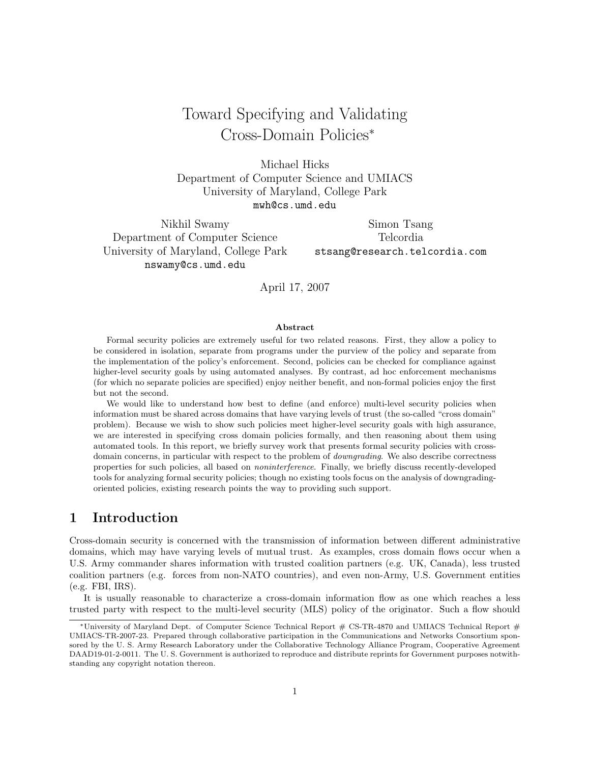# Toward Specifying and Validating Cross-Domain Policies*

Michael Hicks
Department of Computer Science and UMIACS
University of Maryland, College Park
`mwh@cs.umd.edu`

Nikhil Swamy
Department of Computer Science
University of Maryland, College Park
`nswamy@cs.umd.edu`

Simon Tsang
Telcordia
`stsang@research.telcordia.com`

April 17, 2007

### Abstract

Formal security policies are extremely useful for two related reasons. First, they allow a policy to be considered in isolation, separate from programs under the purview of the policy and separate from the implementation of the policy's enforcement. Second, policies can be checked for compliance against higher-level security goals by using automated analyses. By contrast, ad hoc enforcement mechanisms (for which no separate policies are specified) enjoy neither benefit, and non-formal policies enjoy the first but not the second.

We would like to understand how best to define (and enforce) multi-level security policies when information must be shared across domains that have varying levels of trust (the so-called "cross domain" problem). Because we wish to show such policies meet higher-level security goals with high assurance, we are interested in specifying cross domain policies formally, and then reasoning about them using automated tools. In this report, we briefly survey work that presents formal security policies with cross-domain concerns, in particular with respect to the problem of *downgrading*. We also describe correctness properties for such policies, all based on *noninterference*. Finally, we briefly discuss recently-developed tools for analyzing formal security policies; though no existing tools focus on the analysis of downgrading-oriented policies, existing research points the way to providing such support.

## 1 Introduction

Cross-domain security is concerned with the transmission of information between different administrative domains, which may have varying levels of mutual trust. As examples, cross domain flows occur when a U.S. Army commander shares information with trusted coalition partners (e.g. UK, Canada), less trusted coalition partners (e.g. forces from non-NATO countries), and even non-Army, U.S. Government entities (e.g. FBI, IRS).

It is usually reasonable to characterize a cross-domain information flow as one which reaches a less trusted party with respect to the multi-level security (MLS) policy of the originator. Such a flow should

---

*University of Maryland Dept. of Computer Science Technical Report # CS-TR-4870 and UMIACS Technical Report # UMIACS-TR-2007-23. Prepared through collaborative participation in the Communications and Networks Consortium sponsored by the U. S. Army Research Laboratory under the Collaborative Technology Alliance Program, Cooperative Agreement DAAD19-01-2-0011. The U. S. Government is authorized to reproduce and distribute reprints for Government purposes notwithstanding any copyright notation thereon.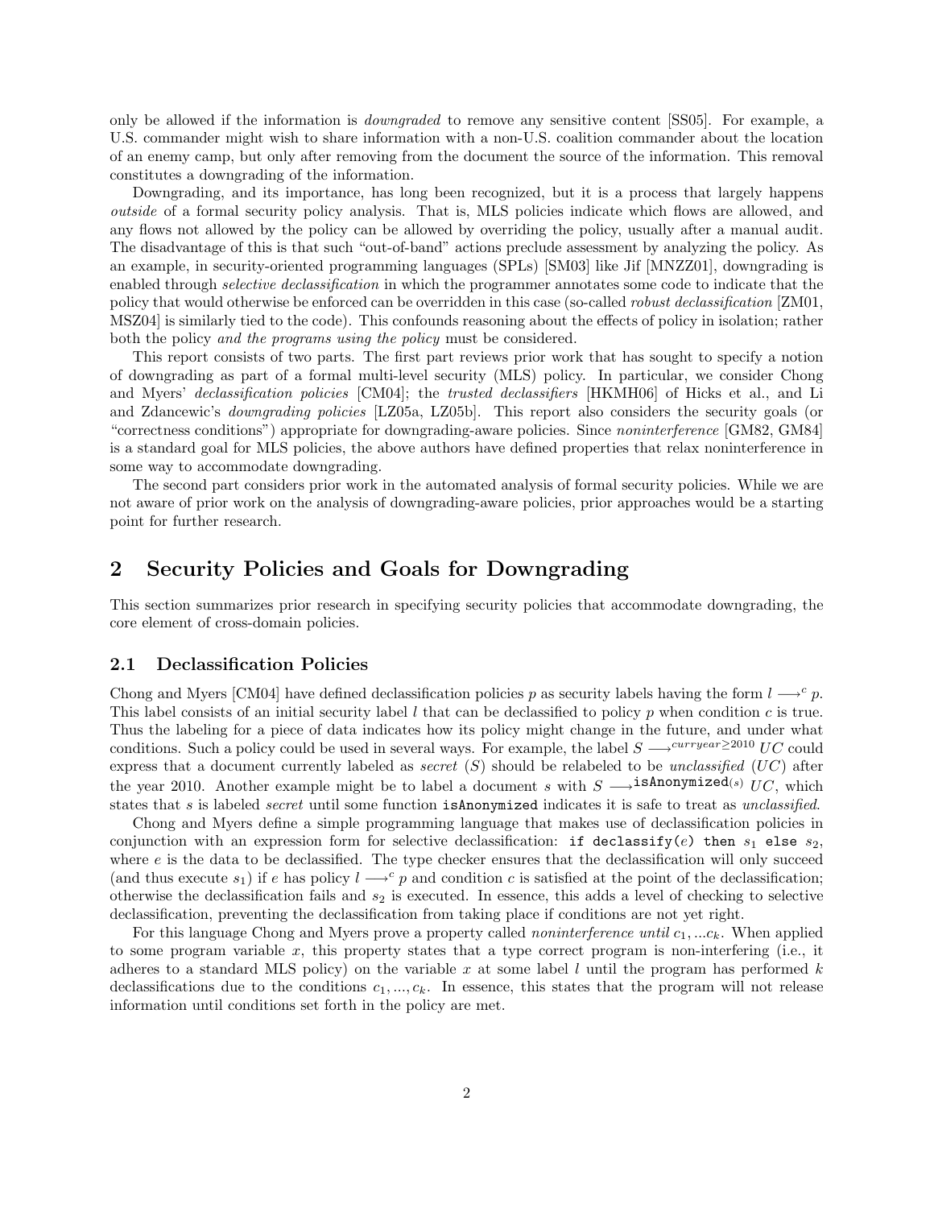only be allowed if the information is *downgraded* to remove any sensitive content [SS05]. For example, a U.S. commander might wish to share information with a non-U.S. coalition commander about the location of an enemy camp, but only after removing from the document the source of the information. This removal constitutes a downgrading of the information.

Downgrading, and its importance, has long been recognized, but it is a process that largely happens *outside* of a formal security policy analysis. That is, MLS policies indicate which flows are allowed, and any flows not allowed by the policy can be allowed by overriding the policy, usually after a manual audit. The disadvantage of this is that such "out-of-band" actions preclude assessment by analyzing the policy. As an example, in security-oriented programming languages (SPLs) [SM03] like Jif [MNZZ01], downgrading is enabled through *selective declassification* in which the programmer annotates some code to indicate that the policy that would otherwise be enforced can be overridden in this case (so-called *robust declassification* [ZM01, MSZ04] is similarly tied to the code). This confounds reasoning about the effects of policy in isolation; rather both the policy *and the programs using the policy* must be considered.

This report consists of two parts. The first part reviews prior work that has sought to specify a notion of downgrading as part of a formal multi-level security (MLS) policy. In particular, we consider Chong and Myers' *declassification policies* [CM04]; the *trusted declassifiers* [HKMH06] of Hicks et al., and Li and Zdancewic's *downgrading policies* [LZ05a, LZ05b]. This report also considers the security goals (or "correctness conditions") appropriate for downgrading-aware policies. Since *noninterference* [GM82, GM84] is a standard goal for MLS policies, the above authors have defined properties that relax noninterference in some way to accommodate downgrading.

The second part considers prior work in the automated analysis of formal security policies. While we are not aware of prior work on the analysis of downgrading-aware policies, prior approaches would be a starting point for further research.

## 2 Security Policies and Goals for Downgrading

This section summarizes prior research in specifying security policies that accommodate downgrading, the core element of cross-domain policies.

### 2.1 Declassification Policies

Chong and Myers [CM04] have defined declassification policies $p$ as security labels having the form $l \longrightarrow^{c} p$. This label consists of an initial security label $l$ that can be declassified to policy $p$ when condition $c$ is true. Thus the labeling for a piece of data indicates how its policy might change in the future, and under what conditions. Such a policy could be used in several ways. For example, the label $S \longrightarrow^{curryear \geq 2010} UC$ could express that a document currently labeled as *secret* ($S$) should be relabeled to be *unclassified* ($UC$) after the year 2010. Another example might be to label a document $s$ with $S \longrightarrow^{\texttt{isAnonymized}(s)} UC$, which states that $s$ is labeled *secret* until some function `isAnonymized` indicates it is safe to treat as *unclassified*.

Chong and Myers define a simple programming language that makes use of declassification policies in conjunction with an expression form for selective declassification: `if declassify(`$e$`) then` $s_1$ `else` $s_2$, where $e$ is the data to be declassified. The type checker ensures that the declassification will only succeed (and thus execute $s_1$) if $e$ has policy $l \longrightarrow^{c} p$ and condition $c$ is satisfied at the point of the declassification; otherwise the declassification fails and $s_2$ is executed. In essence, this adds a level of checking to selective declassification, preventing the declassification from taking place if conditions are not yet right.

For this language Chong and Myers prove a property called *noninterference until* $c_1, ...c_k$. When applied to some program variable $x$, this property states that a type correct program is non-interfering (i.e., it adheres to a standard MLS policy) on the variable $x$ at some label $l$ until the program has performed $k$ declassifications due to the conditions $c_1, ..., c_k$. In essence, this states that the program will not release information until conditions set forth in the policy are met.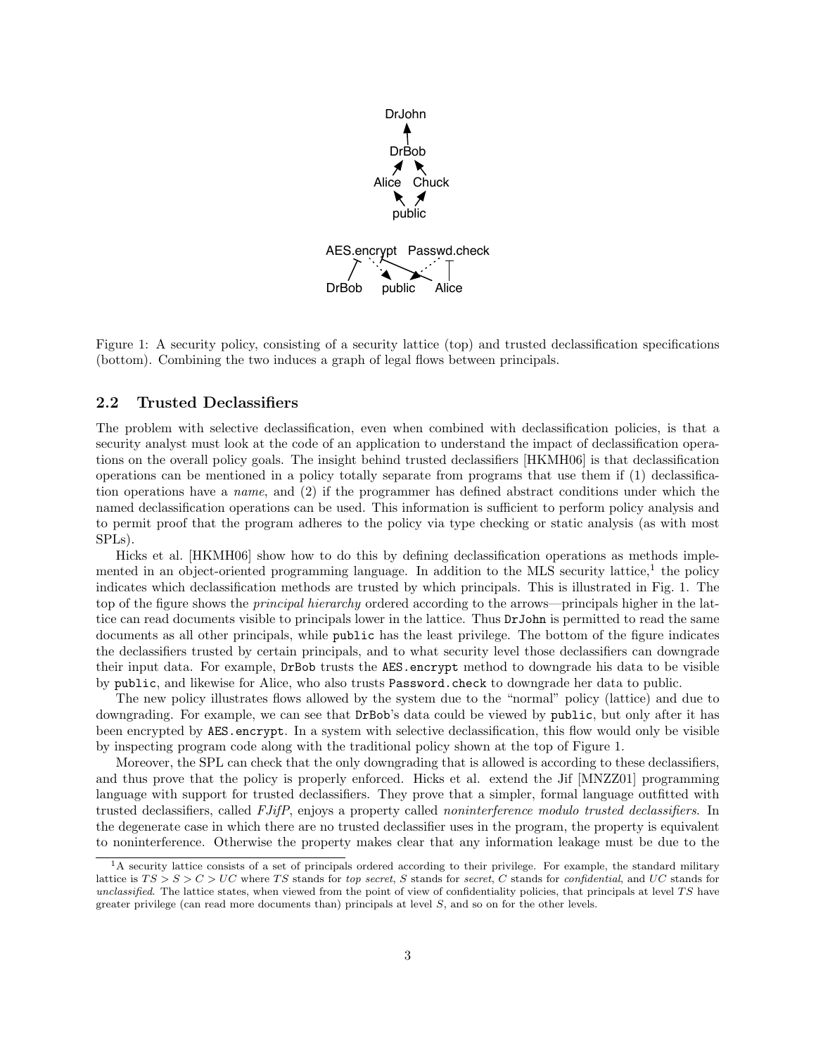Figure 1: A security policy, consisting of a security lattice (top) and trusted declassification specifications (bottom). Combining the two induces a graph of legal flows between principals.

## 2.2 Trusted Declassifiers

The problem with selective declassification, even when combined with declassification policies, is that a security analyst must look at the code of an application to understand the impact of declassification operations on the overall policy goals. The insight behind trusted declassifiers [HKMH06] is that declassification operations can be mentioned in a policy totally separate from programs that use them if (1) declassification operations have a *name*, and (2) if the programmer has defined abstract conditions under which the named declassification operations can be used. This information is sufficient to perform policy analysis and to permit proof that the program adheres to the policy via type checking or static analysis (as with most SPLs).

Hicks et al. [HKMH06] show how to do this by defining declassification operations as methods implemented in an object-oriented programming language. In addition to the MLS security lattice,[1] the policy indicates which declassification methods are trusted by which principals. This is illustrated in Fig. 1. The top of the figure shows the *principal hierarchy* ordered according to the arrows—principals higher in the lattice can read documents visible to principals lower in the lattice. Thus `DrJohn` is permitted to read the same documents as all other principals, while `public` has the least privilege. The bottom of the figure indicates the declassifiers trusted by certain principals, and to what security level those declassifiers can downgrade their input data. For example, `DrBob` trusts the `AES.encrypt` method to downgrade his data to be visible by `public`, and likewise for Alice, who also trusts `Password.check` to downgrade her data to public.

The new policy illustrates flows allowed by the system due to the "normal" policy (lattice) and due to downgrading. For example, we can see that `DrBob`'s data could be viewed by `public`, but only after it has been encrypted by `AES.encrypt`. In a system with selective declassification, this flow would only be visible by inspecting program code along with the traditional policy shown at the top of Figure 1.

Moreover, the SPL can check that the only downgrading that is allowed is according to these declassifiers, and thus prove that the policy is properly enforced. Hicks et al. extend the Jif [MNZZ01] programming language with support for trusted declassifiers. They prove that a simpler, formal language outfitted with trusted declassifiers, called *FJifP*, enjoys a property called *noninterference modulo trusted declassifiers*. In the degenerate case in which there are no trusted declassifier uses in the program, the property is equivalent to noninterference. Otherwise the property makes clear that any information leakage must be due to the

[1] A security lattice consists of a set of principals ordered according to their privilege. For example, the standard military lattice is $TS > S > C > UC$ where $TS$ stands for *top secret*, $S$ stands for *secret*, $C$ stands for *confidential*, and $UC$ stands for *unclassified*. The lattice states, when viewed from the point of view of confidentiality policies, that principals at level $TS$ have greater privilege (can read more documents than) principals at level $S$, and so on for the other levels.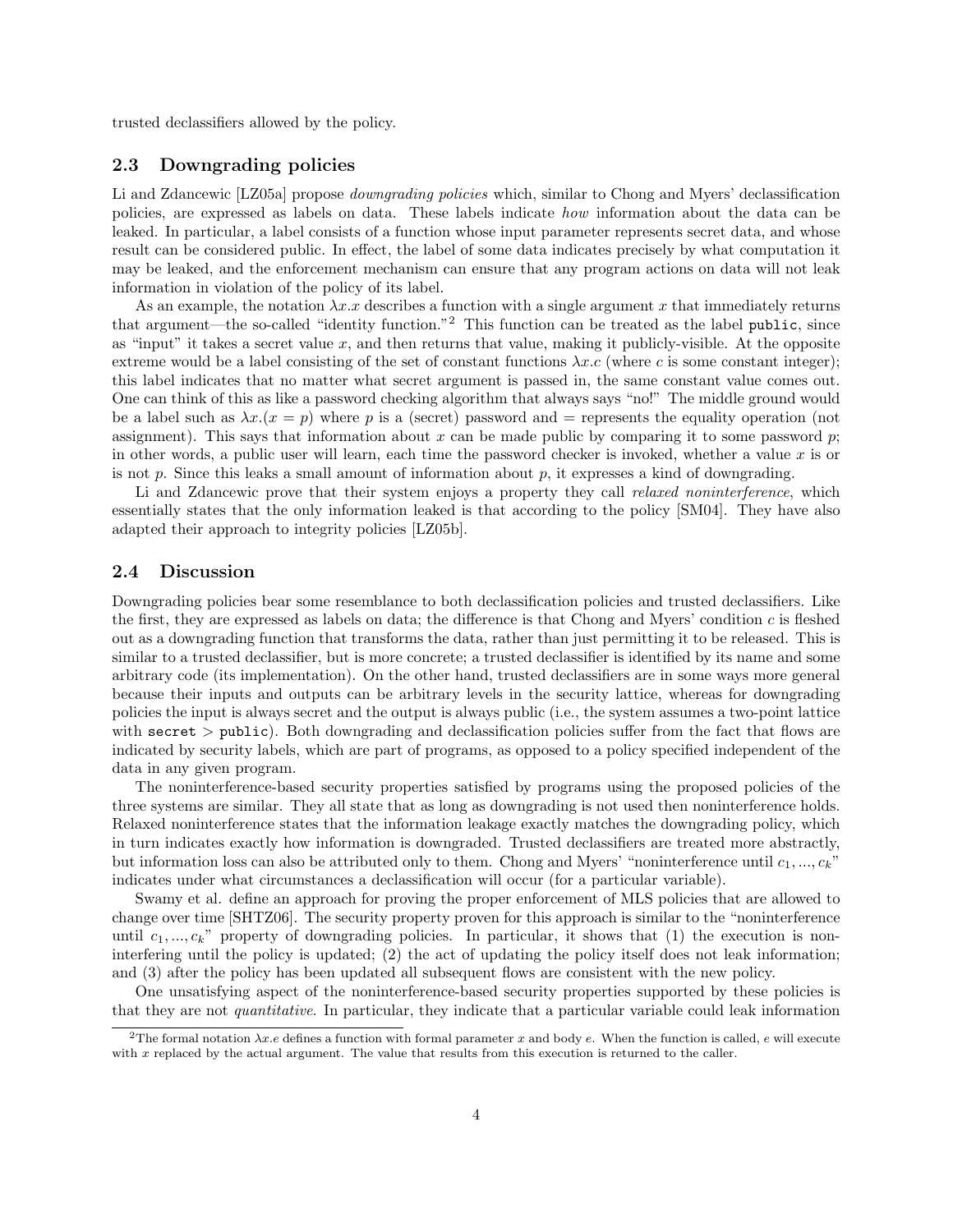trusted declassifiers allowed by the policy.

### 2.3 Downgrading policies

Li and Zdancewic [LZ05a] propose *downgrading policies* which, similar to Chong and Myers' declassification policies, are expressed as labels on data. These labels indicate *how* information about the data can be leaked. In particular, a label consists of a function whose input parameter represents secret data, and whose result can be considered public. In effect, the label of some data indicates precisely by what computation it may be leaked, and the enforcement mechanism can ensure that any program actions on data will not leak information in violation of the policy of its label.

As an example, the notation $\lambda x.x$ describes a function with a single argument $x$ that immediately returns that argument—the so-called "identity function."[2] This function can be treated as the label `public`, since as "input" it takes a secret value $x$, and then returns that value, making it publicly-visible. At the opposite extreme would be a label consisting of the set of constant functions $\lambda x.c$ (where $c$ is some constant integer); this label indicates that no matter what secret argument is passed in, the same constant value comes out. One can think of this as like a password checking algorithm that always says "no!" The middle ground would be a label such as $\lambda x.(x = p)$ where $p$ is a (secret) password and $=$ represents the equality operation (not assignment). This says that information about $x$ can be made public by comparing it to some password $p$; in other words, a public user will learn, each time the password checker is invoked, whether a value $x$ is or is not $p$. Since this leaks a small amount of information about $p$, it expresses a kind of downgrading.

Li and Zdancewic prove that their system enjoys a property they call *relaxed noninterference*, which essentially states that the only information leaked is that according to the policy [SM04]. They have also adapted their approach to integrity policies [LZ05b].

### 2.4 Discussion

Downgrading policies bear some resemblance to both declassification policies and trusted declassifiers. Like the first, they are expressed as labels on data; the difference is that Chong and Myers' condition $c$ is fleshed out as a downgrading function that transforms the data, rather than just permitting it to be released. This is similar to a trusted declassifier, but is more concrete; a trusted declassifier is identified by its name and some arbitrary code (its implementation). On the other hand, trusted declassifiers are in some ways more general because their inputs and outputs can be arbitrary levels in the security lattice, whereas for downgrading policies the input is always secret and the output is always public (i.e., the system assumes a two-point lattice with `secret` > `public`). Both downgrading and declassification policies suffer from the fact that flows are indicated by security labels, which are part of programs, as opposed to a policy specified independent of the data in any given program.

The noninterference-based security properties satisfied by programs using the proposed policies of the three systems are similar. They all state that as long as downgrading is not used then noninterference holds. Relaxed noninterference states that the information leakage exactly matches the downgrading policy, which in turn indicates exactly how information is downgraded. Trusted declassifiers are treated more abstractly, but information loss can also be attributed only to them. Chong and Myers' "noninterference until $c_1, ..., c_k$" indicates under what circumstances a declassification will occur (for a particular variable).

Swamy et al. define an approach for proving the proper enforcement of MLS policies that are allowed to change over time [SHTZ06]. The security property proven for this approach is similar to the "noninterference until $c_1, ..., c_k$" property of downgrading policies. In particular, it shows that (1) the execution is noninterfering until the policy is updated; (2) the act of updating the policy itself does not leak information; and (3) after the policy has been updated all subsequent flows are consistent with the new policy.

One unsatisfying aspect of the noninterference-based security properties supported by these policies is that they are not *quantitative*. In particular, they indicate that a particular variable could leak information

[2] The formal notation $\lambda x.e$ defines a function with formal parameter $x$ and body $e$. When the function is called, $e$ will execute with $x$ replaced by the actual argument. The value that results from this execution is returned to the caller.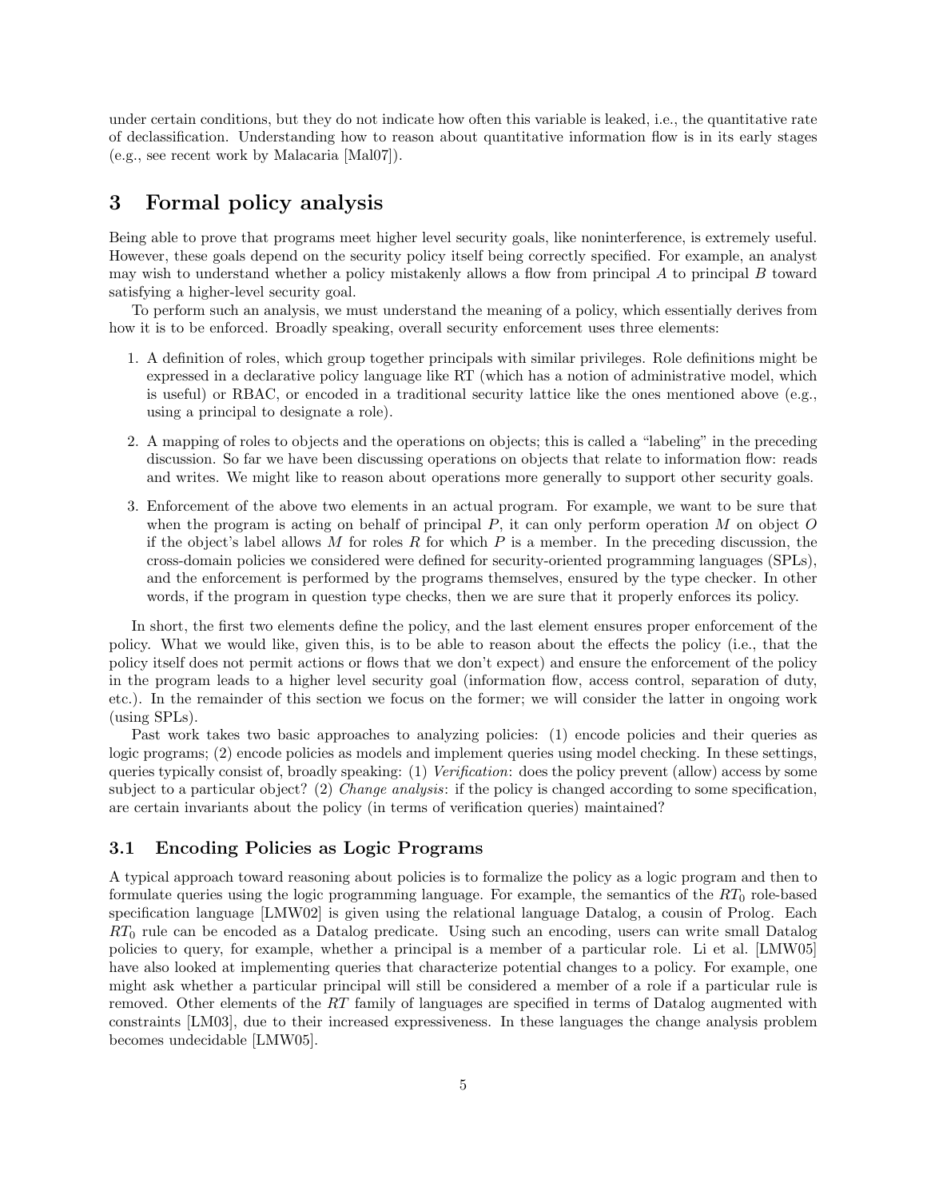under certain conditions, but they do not indicate how often this variable is leaked, i.e., the quantitative rate of declassification. Understanding how to reason about quantitative information flow is in its early stages (e.g., see recent work by Malacaria [Mal07]).

## 3 Formal policy analysis

Being able to prove that programs meet higher level security goals, like noninterference, is extremely useful. However, these goals depend on the security policy itself being correctly specified. For example, an analyst may wish to understand whether a policy mistakenly allows a flow from principal $A$ to principal $B$ toward satisfying a higher-level security goal.

To perform such an analysis, we must understand the meaning of a policy, which essentially derives from how it is to be enforced. Broadly speaking, overall security enforcement uses three elements:

1. A definition of roles, which group together principals with similar privileges. Role definitions might be expressed in a declarative policy language like RT (which has a notion of administrative model, which is useful) or RBAC, or encoded in a traditional security lattice like the ones mentioned above (e.g., using a principal to designate a role).
2. A mapping of roles to objects and the operations on objects; this is called a "labeling" in the preceding discussion. So far we have been discussing operations on objects that relate to information flow: reads and writes. We might like to reason about operations more generally to support other security goals.
3. Enforcement of the above two elements in an actual program. For example, we want to be sure that when the program is acting on behalf of principal $P$, it can only perform operation $M$ on object $O$ if the object's label allows $M$ for roles $R$ for which $P$ is a member. In the preceding discussion, the cross-domain policies we considered were defined for security-oriented programming languages (SPLs), and the enforcement is performed by the programs themselves, ensured by the type checker. In other words, if the program in question type checks, then we are sure that it properly enforces its policy.

In short, the first two elements define the policy, and the last element ensures proper enforcement of the policy. What we would like, given this, is to be able to reason about the effects the policy (i.e., that the policy itself does not permit actions or flows that we don't expect) and ensure the enforcement of the policy in the program leads to a higher level security goal (information flow, access control, separation of duty, etc.). In the remainder of this section we focus on the former; we will consider the latter in ongoing work (using SPLs).

Past work takes two basic approaches to analyzing policies: (1) encode policies and their queries as logic programs; (2) encode policies as models and implement queries using model checking. In these settings, queries typically consist of, broadly speaking: (1) *Verification*: does the policy prevent (allow) access by some subject to a particular object? (2) *Change analysis*: if the policy is changed according to some specification, are certain invariants about the policy (in terms of verification queries) maintained?

### 3.1 Encoding Policies as Logic Programs

A typical approach toward reasoning about policies is to formalize the policy as a logic program and then to formulate queries using the logic programming language. For example, the semantics of the $RT_0$ role-based specification language [LMW02] is given using the relational language Datalog, a cousin of Prolog. Each $RT_0$ rule can be encoded as a Datalog predicate. Using such an encoding, users can write small Datalog policies to query, for example, whether a principal is a member of a particular role. Li et al. [LMW05] have also looked at implementing queries that characterize potential changes to a policy. For example, one might ask whether a particular principal will still be considered a member of a role if a particular rule is removed. Other elements of the $RT$ family of languages are specified in terms of Datalog augmented with constraints [LM03], due to their increased expressiveness. In these languages the change analysis problem becomes undecidable [LMW05].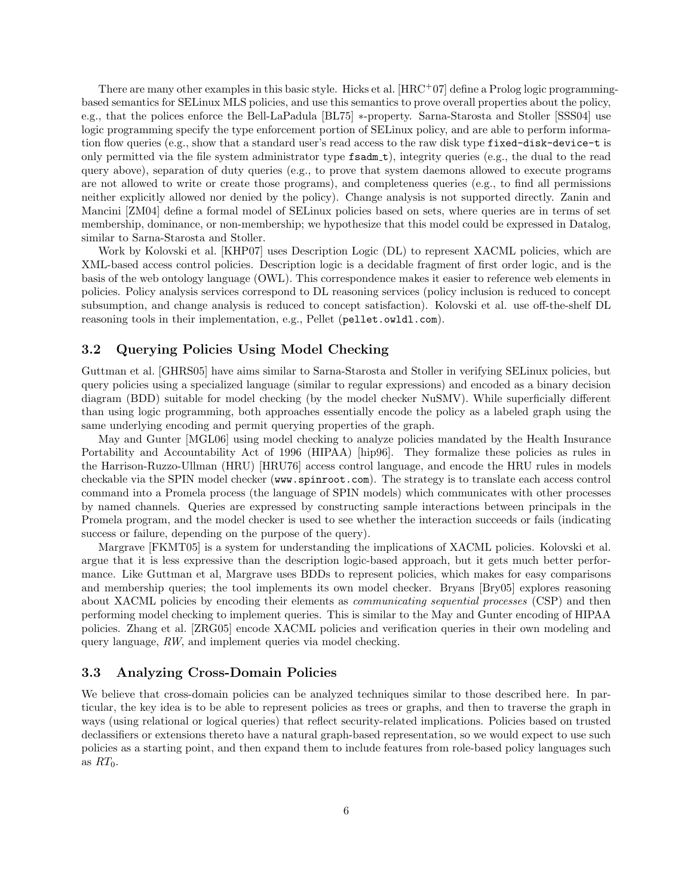There are many other examples in this basic style. Hicks et al. [HRC+07] define a Prolog logic programming-based semantics for SELinux MLS policies, and use this semantics to prove overall properties about the policy, e.g., that the polices enforce the Bell-LaPadula [BL75] ∗-property. Sarna-Starosta and Stoller [SSS04] use logic programming specify the type enforcement portion of SELinux policy, and are able to perform information flow queries (e.g., show that a standard user's read access to the raw disk type `fixed-disk-device-t` is only permitted via the file system administrator type `fsadm_t`), integrity queries (e.g., the dual to the read query above), separation of duty queries (e.g., to prove that system daemons allowed to execute programs are not allowed to write or create those programs), and completeness queries (e.g., to find all permissions neither explicitly allowed nor denied by the policy). Change analysis is not supported directly. Zanin and Mancini [ZM04] define a formal model of SELinux policies based on sets, where queries are in terms of set membership, dominance, or non-membership; we hypothesize that this model could be expressed in Datalog, similar to Sarna-Starosta and Stoller.

Work by Kolovski et al. [KHP07] uses Description Logic (DL) to represent XACML policies, which are XML-based access control policies. Description logic is a decidable fragment of first order logic, and is the basis of the web ontology language (OWL). This correspondence makes it easier to reference web elements in policies. Policy analysis services correspond to DL reasoning services (policy inclusion is reduced to concept subsumption, and change analysis is reduced to concept satisfaction). Kolovski et al. use off-the-shelf DL reasoning tools in their implementation, e.g., Pellet (`pellet.owldl.com`).

### 3.2 Querying Policies Using Model Checking

Guttman et al. [GHRS05] have aims similar to Sarna-Starosta and Stoller in verifying SELinux policies, but query policies using a specialized language (similar to regular expressions) and encoded as a binary decision diagram (BDD) suitable for model checking (by the model checker NuSMV). While superficially different than using logic programming, both approaches essentially encode the policy as a labeled graph using the same underlying encoding and permit querying properties of the graph.

May and Gunter [MGL06] using model checking to analyze policies mandated by the Health Insurance Portability and Accountability Act of 1996 (HIPAA) [hip96]. They formalize these policies as rules in the Harrison-Ruzzo-Ullman (HRU) [HRU76] access control language, and encode the HRU rules in models checkable via the SPIN model checker (`www.spinroot.com`). The strategy is to translate each access control command into a Promela process (the language of SPIN models) which communicates with other processes by named channels. Queries are expressed by constructing sample interactions between principals in the Promela program, and the model checker is used to see whether the interaction succeeds or fails (indicating success or failure, depending on the purpose of the query).

Margrave [FKMT05] is a system for understanding the implications of XACML policies. Kolovski et al. argue that it is less expressive than the description logic-based approach, but it gets much better performance. Like Guttman et al, Margrave uses BDDs to represent policies, which makes for easy comparisons and membership queries; the tool implements its own model checker. Bryans [Bry05] explores reasoning about XACML policies by encoding their elements as *communicating sequential processes* (CSP) and then performing model checking to implement queries. This is similar to the May and Gunter encoding of HIPAA policies. Zhang et al. [ZRG05] encode XACML policies and verification queries in their own modeling and query language, *RW*, and implement queries via model checking.

### 3.3 Analyzing Cross-Domain Policies

We believe that cross-domain policies can be analyzed techniques similar to those described here. In particular, the key idea is to be able to represent policies as trees or graphs, and then to traverse the graph in ways (using relational or logical queries) that reflect security-related implications. Policies based on trusted declassifiers or extensions thereto have a natural graph-based representation, so we would expect to use such policies as a starting point, and then expand them to include features from role-based policy languages such as $RT_0$.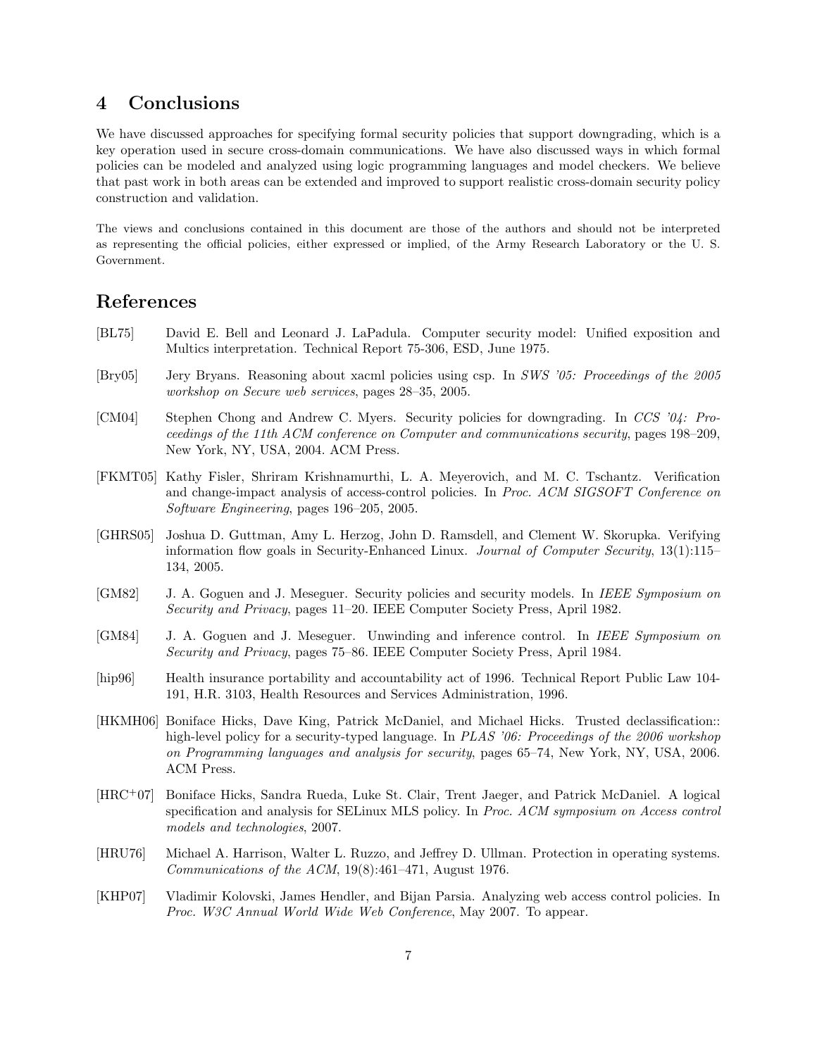## 4 Conclusions

We have discussed approaches for specifying formal security policies that support downgrading, which is a key operation used in secure cross-domain communications. We have also discussed ways in which formal policies can be modeled and analyzed using logic programming languages and model checkers. We believe that past work in both areas can be extended and improved to support realistic cross-domain security policy construction and validation.

The views and conclusions contained in this document are those of the authors and should not be interpreted as representing the official policies, either expressed or implied, of the Army Research Laboratory or the U. S. Government.

## References

[BL75] David E. Bell and Leonard J. LaPadula. Computer security model: Unified exposition and Multics interpretation. Technical Report 75-306, ESD, June 1975.

[Bry05] Jery Bryans. Reasoning about xacml policies using csp. In *SWS '05: Proceedings of the 2005 workshop on Secure web services*, pages 28–35, 2005.

[CM04] Stephen Chong and Andrew C. Myers. Security policies for downgrading. In *CCS '04: Proceedings of the 11th ACM conference on Computer and communications security*, pages 198–209, New York, NY, USA, 2004. ACM Press.

[FKMT05] Kathy Fisler, Shriram Krishnamurthi, L. A. Meyerovich, and M. C. Tschantz. Verification and change-impact analysis of access-control policies. In *Proc. ACM SIGSOFT Conference on Software Engineering*, pages 196–205, 2005.

[GHRS05] Joshua D. Guttman, Amy L. Herzog, John D. Ramsdell, and Clement W. Skorupka. Verifying information flow goals in Security-Enhanced Linux. *Journal of Computer Security*, 13(1):115–134, 2005.

[GM82] J. A. Goguen and J. Meseguer. Security policies and security models. In *IEEE Symposium on Security and Privacy*, pages 11–20. IEEE Computer Society Press, April 1982.

[GM84] J. A. Goguen and J. Meseguer. Unwinding and inference control. In *IEEE Symposium on Security and Privacy*, pages 75–86. IEEE Computer Society Press, April 1984.

[hip96] Health insurance portability and accountability act of 1996. Technical Report Public Law 104-191, H.R. 3103, Health Resources and Services Administration, 1996.

[HKMH06] Boniface Hicks, Dave King, Patrick McDaniel, and Michael Hicks. Trusted declassification:: high-level policy for a security-typed language. In *PLAS '06: Proceedings of the 2006 workshop on Programming languages and analysis for security*, pages 65–74, New York, NY, USA, 2006. ACM Press.

[HRC+07] Boniface Hicks, Sandra Rueda, Luke St. Clair, Trent Jaeger, and Patrick McDaniel. A logical specification and analysis for SELinux MLS policy. In *Proc. ACM symposium on Access control models and technologies*, 2007.

[HRU76] Michael A. Harrison, Walter L. Ruzzo, and Jeffrey D. Ullman. Protection in operating systems. *Communications of the ACM*, 19(8):461–471, August 1976.

[KHP07] Vladimir Kolovski, James Hendler, and Bijan Parsia. Analyzing web access control policies. In *Proc. W3C Annual World Wide Web Conference*, May 2007. To appear.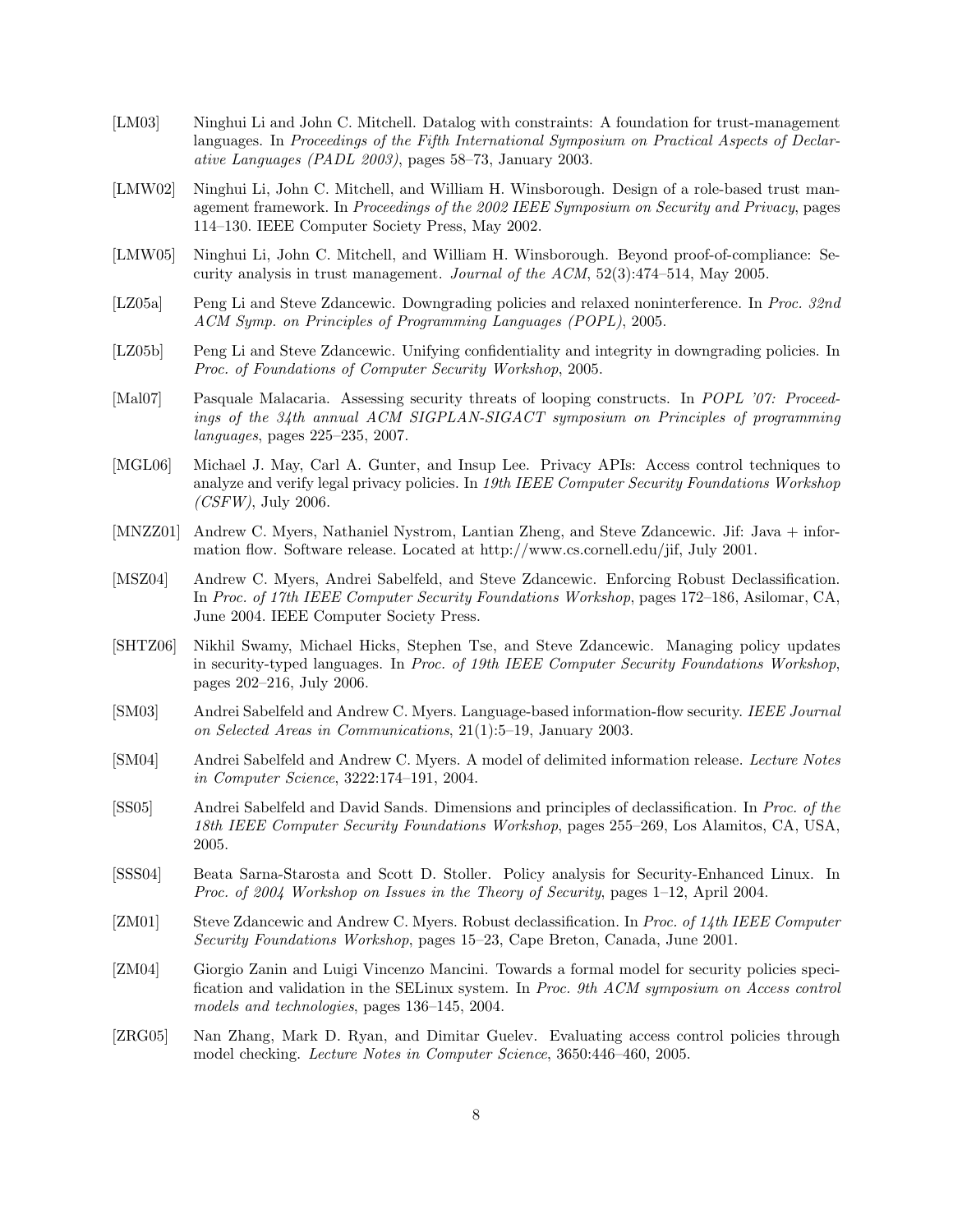[LM03] Ninghui Li and John C. Mitchell. Datalog with constraints: A foundation for trust-management languages. In *Proceedings of the Fifth International Symposium on Practical Aspects of Declarative Languages (PADL 2003)*, pages 58–73, January 2003.

[LMW02] Ninghui Li, John C. Mitchell, and William H. Winsborough. Design of a role-based trust management framework. In *Proceedings of the 2002 IEEE Symposium on Security and Privacy*, pages 114–130. IEEE Computer Society Press, May 2002.

[LMW05] Ninghui Li, John C. Mitchell, and William H. Winsborough. Beyond proof-of-compliance: Security analysis in trust management. *Journal of the ACM*, 52(3):474–514, May 2005.

[LZ05a] Peng Li and Steve Zdancewic. Downgrading policies and relaxed noninterference. In *Proc. 32nd ACM Symp. on Principles of Programming Languages (POPL)*, 2005.

[LZ05b] Peng Li and Steve Zdancewic. Unifying confidentiality and integrity in downgrading policies. In *Proc. of Foundations of Computer Security Workshop*, 2005.

[Mal07] Pasquale Malacaria. Assessing security threats of looping constructs. In *POPL '07: Proceedings of the 34th annual ACM SIGPLAN-SIGACT symposium on Principles of programming languages*, pages 225–235, 2007.

[MGL06] Michael J. May, Carl A. Gunter, and Insup Lee. Privacy APIs: Access control techniques to analyze and verify legal privacy policies. In *19th IEEE Computer Security Foundations Workshop (CSFW)*, July 2006.

[MNZZ01] Andrew C. Myers, Nathaniel Nystrom, Lantian Zheng, and Steve Zdancewic. Jif: Java + information flow. Software release. Located at http://www.cs.cornell.edu/jif, July 2001.

[MSZ04] Andrew C. Myers, Andrei Sabelfeld, and Steve Zdancewic. Enforcing Robust Declassification. In *Proc. of 17th IEEE Computer Security Foundations Workshop*, pages 172–186, Asilomar, CA, June 2004. IEEE Computer Society Press.

[SHTZ06] Nikhil Swamy, Michael Hicks, Stephen Tse, and Steve Zdancewic. Managing policy updates in security-typed languages. In *Proc. of 19th IEEE Computer Security Foundations Workshop*, pages 202–216, July 2006.

[SM03] Andrei Sabelfeld and Andrew C. Myers. Language-based information-flow security. *IEEE Journal on Selected Areas in Communications*, 21(1):5–19, January 2003.

[SM04] Andrei Sabelfeld and Andrew C. Myers. A model of delimited information release. *Lecture Notes in Computer Science*, 3222:174–191, 2004.

[SS05] Andrei Sabelfeld and David Sands. Dimensions and principles of declassification. In *Proc. of the 18th IEEE Computer Security Foundations Workshop*, pages 255–269, Los Alamitos, CA, USA, 2005.

[SSS04] Beata Sarna-Starosta and Scott D. Stoller. Policy analysis for Security-Enhanced Linux. In *Proc. of 2004 Workshop on Issues in the Theory of Security*, pages 1–12, April 2004.

[ZM01] Steve Zdancewic and Andrew C. Myers. Robust declassification. In *Proc. of 14th IEEE Computer Security Foundations Workshop*, pages 15–23, Cape Breton, Canada, June 2001.

[ZM04] Giorgio Zanin and Luigi Vincenzo Mancini. Towards a formal model for security policies specification and validation in the SELinux system. In *Proc. 9th ACM symposium on Access control models and technologies*, pages 136–145, 2004.

[ZRG05] Nan Zhang, Mark D. Ryan, and Dimitar Guelev. Evaluating access control policies through model checking. *Lecture Notes in Computer Science*, 3650:446–460, 2005.